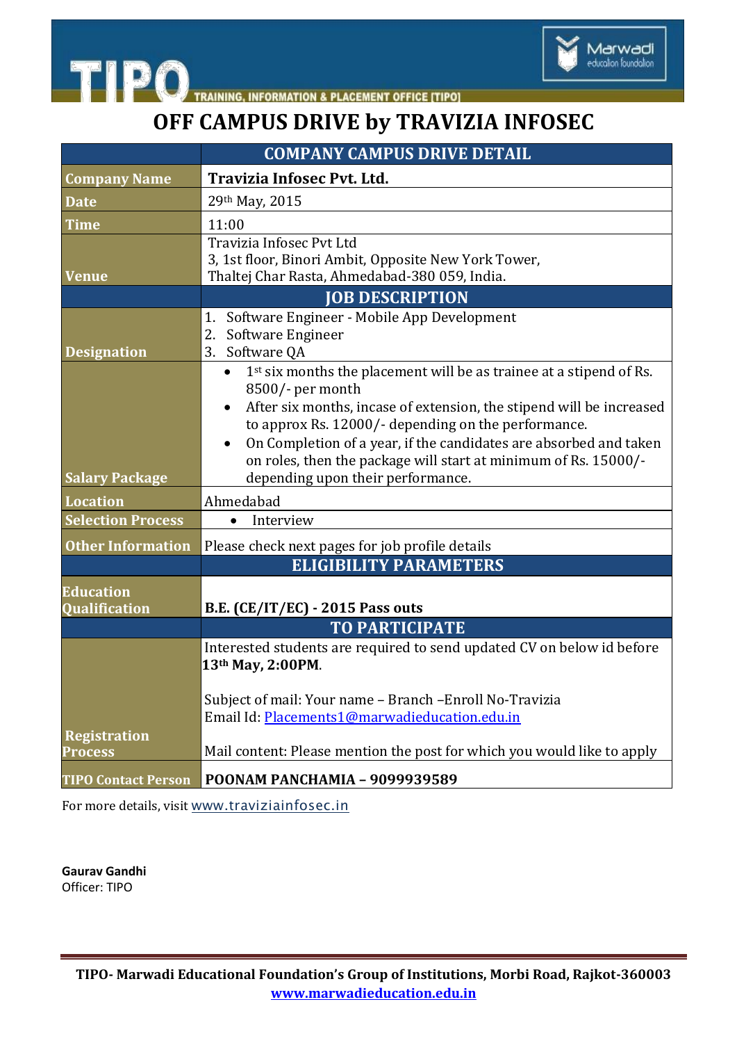TIPO — TRAINING, INFORMATION & PLACEMENT OFFICE [TIPO]

Marwadi education foundation

# OFF CAMPUS DRIVE by TRAVIZIA INFOSEC

| | COMPANY CAMPUS DRIVE DETAIL |
|---|---|
| Company Name | **Travizia Infosec Pvt. Ltd.** |
| Date | 29th May, 2015 |
| Time | 11:00 |
| Venue | Travizia Infosec Pvt Ltd<br>3, 1st floor, Binori Ambit, Opposite New York Tower,<br>Thaltej Char Rasta, Ahmedabad-380 059, India. |
| | **JOB DESCRIPTION** |
| Designation | 1. Software Engineer - Mobile App Development<br>2. Software Engineer<br>3. Software QA |
| Salary Package | • 1st six months the placement will be as trainee at a stipend of Rs. 8500/- per month<br>• After six months, incase of extension, the stipend will be increased to approx Rs. 12000/- depending on the performance.<br>• On Completion of a year, if the candidates are absorbed and taken on roles, then the package will start at minimum of Rs. 15000/- depending upon their performance. |
| Location | Ahmedabad |
| Selection Process | • Interview |
| Other Information | Please check next pages for job profile details |
| | **ELIGIBILITY PARAMETERS** |
| Education Qualification | **B.E. (CE/IT/EC) - 2015 Pass outs** |
| | **TO PARTICIPATE** |
| Registration Process | Interested students are required to send updated CV on below id before **13th May, 2:00PM**.<br><br>Subject of mail: Your name – Branch –Enroll No-Travizia<br>Email Id: Placements1@marwadieducation.edu.in<br><br>Mail content: Please mention the post for which you would like to apply |
| TIPO Contact Person | **POONAM PANCHAMIA – 9099939589** |

For more details, visit www.traviziainfosec.in

**Gaurav Gandhi**
Officer: TIPO

**TIPO- Marwadi Educational Foundation's Group of Institutions, Morbi Road, Rajkot-360003**
**www.marwadieducation.edu.in**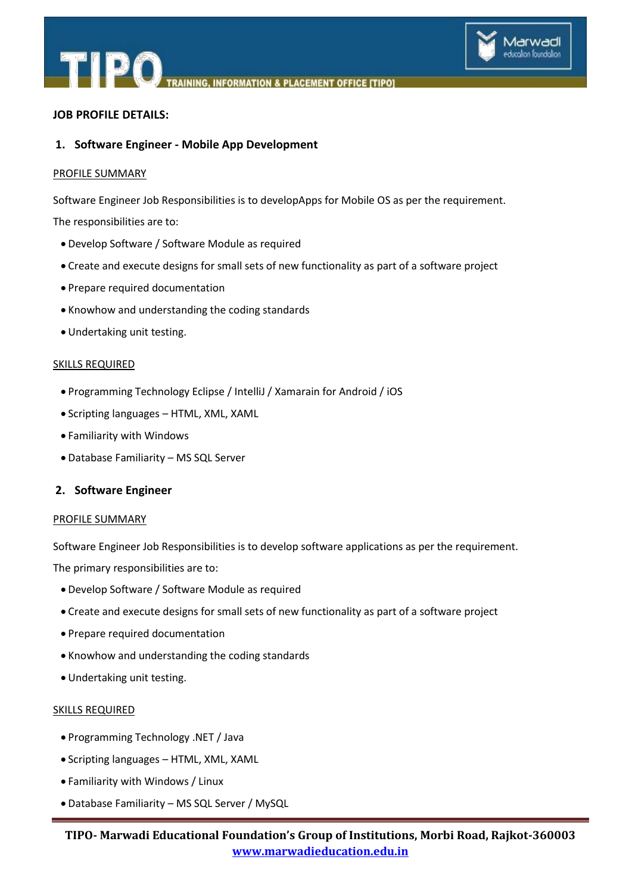**JOB PROFILE DETAILS:**

## 1. Software Engineer - Mobile App Development

PROFILE SUMMARY

Software Engineer Job Responsibilities is to developApps for Mobile OS as per the requirement.

The responsibilities are to:

- Develop Software / Software Module as required
- Create and execute designs for small sets of new functionality as part of a software project
- Prepare required documentation
- Knowhow and understanding the coding standards
- Undertaking unit testing.

SKILLS REQUIRED

- Programming Technology Eclipse / IntelliJ / Xamarain for Android / iOS
- Scripting languages – HTML, XML, XAML
- Familiarity with Windows
- Database Familiarity – MS SQL Server

## 2. Software Engineer

PROFILE SUMMARY

Software Engineer Job Responsibilities is to develop software applications as per the requirement.

The primary responsibilities are to:

- Develop Software / Software Module as required
- Create and execute designs for small sets of new functionality as part of a software project
- Prepare required documentation
- Knowhow and understanding the coding standards
- Undertaking unit testing.

SKILLS REQUIRED

- Programming Technology .NET / Java
- Scripting languages – HTML, XML, XAML
- Familiarity with Windows / Linux
- Database Familiarity – MS SQL Server / MySQL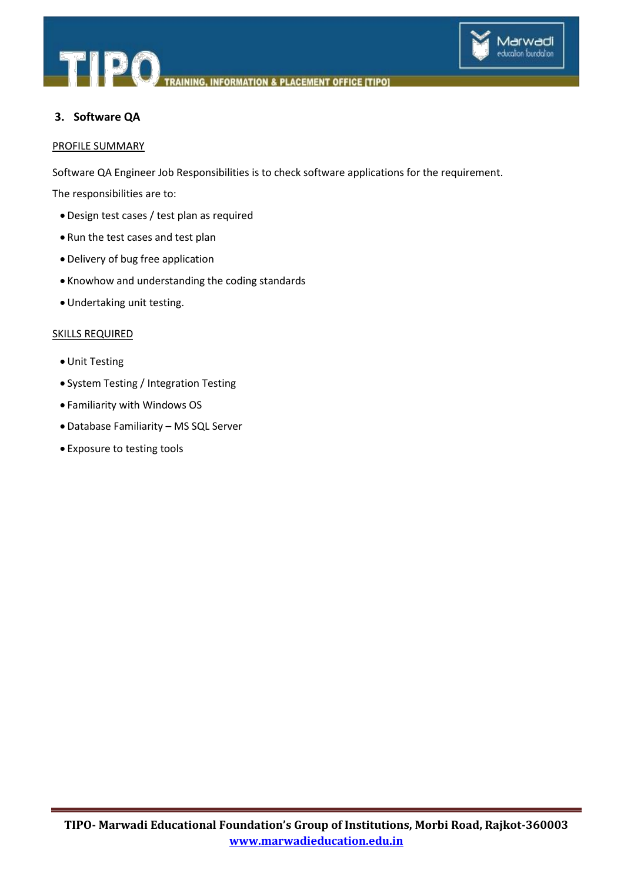## 3. Software QA

PROFILE SUMMARY

Software QA Engineer Job Responsibilities is to check software applications for the requirement.

The responsibilities are to:

- Design test cases / test plan as required
- Run the test cases and test plan
- Delivery of bug free application
- Knowhow and understanding the coding standards
- Undertaking unit testing.

SKILLS REQUIRED

- Unit Testing
- System Testing / Integration Testing
- Familiarity with Windows OS
- Database Familiarity – MS SQL Server
- Exposure to testing tools